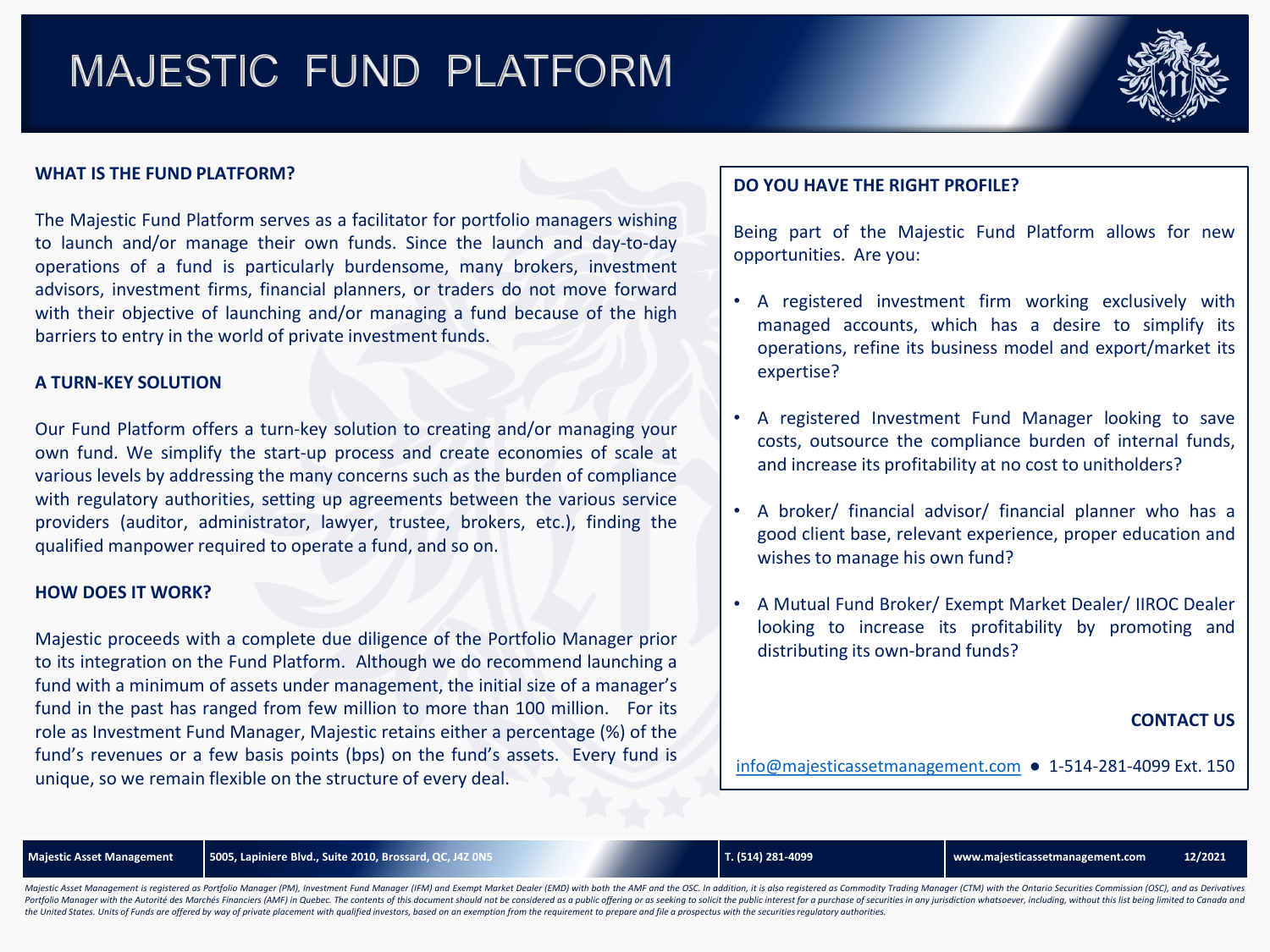# MAJESTIC FUND PLATFORM

## WHAT IS THE FUND PLATFORM?

The Majestic Fund Platform serves as a facilitator for portfolio managers wishing to launch and/or manage their own funds. Since the launch and day-to-day operations of a fund is particularly burdensome, many brokers, investment advisors, investment firms, financial planners, or traders do not move forward with their objective of launching and/or managing a fund because of the high barriers to entry in the world of private investment funds.

## A TURN-KEY SOLUTION

Our Fund Platform offers a turn-key solution to creating and/or managing your own fund. We simplify the start-up process and create economies of scale at various levels by addressing the many concerns such as the burden of compliance with regulatory authorities, setting up agreements between the various service providers (auditor, administrator, lawyer, trustee, brokers, etc.), finding the qualified manpower required to operate a fund, and so on.

## HOW DOES IT WORK?

Majestic proceeds with a complete due diligence of the Portfolio Manager prior to its integration on the Fund Platform. Although we do recommend launching a fund with a minimum of assets under management, the initial size of a manager's fund in the past has ranged from few million to more than 100 million. For its role as Investment Fund Manager, Majestic retains either a percentage (%) of the fund's revenues or a few basis points (bps) on the fund's assets. Every fund is unique, so we remain flexible on the structure of every deal.

## DO YOU HAVE THE RIGHT PROFILE?

Being part of the Majestic Fund Platform allows for new opportunities. Are you:

- A registered investment firm working exclusively with managed accounts, which has a desire to simplify its operations, refine its business model and export/market its expertise?
- A registered Investment Fund Manager looking to save costs, outsource the compliance burden of internal funds, and increase its profitability at no cost to unitholders?
- A broker/ financial advisor/ financial planner who has a good client base, relevant experience, proper education and wishes to manage his own fund?
- A Mutual Fund Broker/ Exempt Market Dealer/ IIROC Dealer looking to increase its profitability by promoting and distributing its own-brand funds?

**CONTACT US**

info@majesticassetmanagement.com ● 1-514-281-4099 Ext. 150

**Majestic Asset Management** | **5005, Lapiniere Blvd., Suite 2010, Brossard, QC, J4Z 0N5** | **T. (514) 281-4099** | **www.majesticassetmanagement.com** | **12/2021**

*Majestic Asset Management is registered as Portfolio Manager (PM), Investment Fund Manager (IFM) and Exempt Market Dealer (EMD) with both the AMF and the OSC. In addition, it is also registered as Commodity Trading Manager (CTM) with the Ontario Securities Commission (OSC), and as Derivatives Portfolio Manager with the Autorité des Marchés Financiers (AMF) in Quebec. The contents of this document should not be considered as a public offering or as seeking to solicit the public interest for a purchase of securities in any jurisdiction whatsoever, including, without this list being limited to Canada and the United States. Units of Funds are offered by way of private placement with qualified investors, based on an exemption from the requirement to prepare and file a prospectus with the securities regulatory authorities.*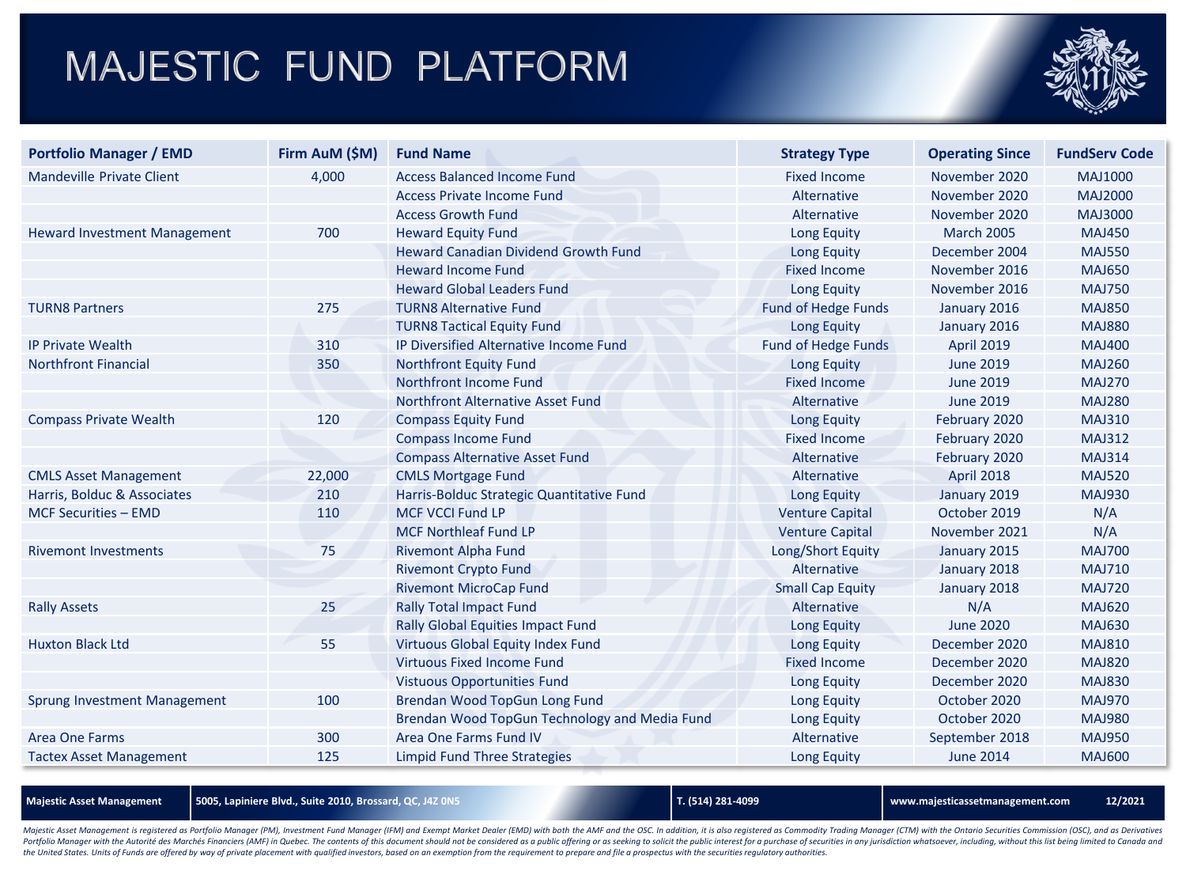# MAJESTIC FUND PLATFORM

| Portfolio Manager / EMD | Firm AuM ($M) | Fund Name | Strategy Type | Operating Since | FundServ Code |
|---|---|---|---|---|---|
| Mandeville Private Client | 4,000 | Access Balanced Income Fund | Fixed Income | November 2020 | MAJ1000 |
| | | Access Private Income Fund | Alternative | November 2020 | MAJ2000 |
| | | Access Growth Fund | Alternative | November 2020 | MAJ3000 |
| Heward Investment Management | 700 | Heward Equity Fund | Long Equity | March 2005 | MAJ450 |
| | | Heward Canadian Dividend Growth Fund | Long Equity | December 2004 | MAJ550 |
| | | Heward Income Fund | Fixed Income | November 2016 | MAJ650 |
| | | Heward Global Leaders Fund | Long Equity | November 2016 | MAJ750 |
| TURN8 Partners | 275 | TURN8 Alternative Fund | Fund of Hedge Funds | January 2016 | MAJ850 |
| | | TURN8 Tactical Equity Fund | Long Equity | January 2016 | MAJ880 |
| IP Private Wealth | 310 | IP Diversified Alternative Income Fund | Fund of Hedge Funds | April 2019 | MAJ400 |
| Northfront Financial | 350 | Northfront Equity Fund | Long Equity | June 2019 | MAJ260 |
| | | Northfront Income Fund | Fixed Income | June 2019 | MAJ270 |
| | | Northfront Alternative Asset Fund | Alternative | June 2019 | MAJ280 |
| Compass Private Wealth | 120 | Compass Equity Fund | Long Equity | February 2020 | MAJ310 |
| | | Compass Income Fund | Fixed Income | February 2020 | MAJ312 |
| | | Compass Alternative Asset Fund | Alternative | February 2020 | MAJ314 |
| CMLS Asset Management | 22,000 | CMLS Mortgage Fund | Alternative | April 2018 | MAJ520 |
| Harris, Bolduc & Associates | 210 | Harris-Bolduc Strategic Quantitative Fund | Long Equity | January 2019 | MAJ930 |
| MCF Securities – EMD | 110 | MCF VCCI Fund LP | Venture Capital | October 2019 | N/A |
| | | MCF Northleaf Fund LP | Venture Capital | November 2021 | N/A |
| Rivemont Investments | 75 | Rivemont Alpha Fund | Long/Short Equity | January 2015 | MAJ700 |
| | | Rivemont Crypto Fund | Alternative | January 2018 | MAJ710 |
| | | Rivemont MicroCap Fund | Small Cap Equity | January 2018 | MAJ720 |
| Rally Assets | 25 | Rally Total Impact Fund | Alternative | N/A | MAJ620 |
| | | Rally Global Equities Impact Fund | Long Equity | June 2020 | MAJ630 |
| Huxton Black Ltd | 55 | Virtuous Global Equity Index Fund | Long Equity | December 2020 | MAJ810 |
| | | Virtuous Fixed Income Fund | Fixed Income | December 2020 | MAJ820 |
| | | Vistuous Opportunities Fund | Long Equity | December 2020 | MAJ830 |
| Sprung Investment Management | 100 | Brendan Wood TopGun Long Fund | Long Equity | October 2020 | MAJ970 |
| | | Brendan Wood TopGun Technology and Media Fund | Long Equity | October 2020 | MAJ980 |
| Area One Farms | 300 | Area One Farms Fund IV | Alternative | September 2018 | MAJ950 |
| Tactex Asset Management | 125 | Limpid Fund Three Strategies | Long Equity | June 2014 | MAJ600 |

**Majestic Asset Management** | 5005, Lapiniere Blvd., Suite 2010, Brossard, QC, J4Z 0N5 | T. (514) 281-4099 | www.majesticassetmanagement.com | 12/2021

*Majestic Asset Management is registered as Portfolio Manager (PM), Investment Fund Manager (IFM) and Exempt Market Dealer (EMD) with both the AMF and the OSC. In addition, it is also registered as Commodity Trading Manager (CTM) with the Ontario Securities Commission (OSC), and as Derivatives Portfolio Manager with the Autorité des Marchés Financiers (AMF) in Quebec. The contents of this document should not be considered as a public offering or as seeking to solicit the public interest for a purchase of securities in any jurisdiction whatsoever, including, without this list being limited to Canada and the United States. Units of Funds are offered by way of private placement with qualified investors, based on an exemption from the requirement to prepare and file a prospectus with the securities regulatory authorities.*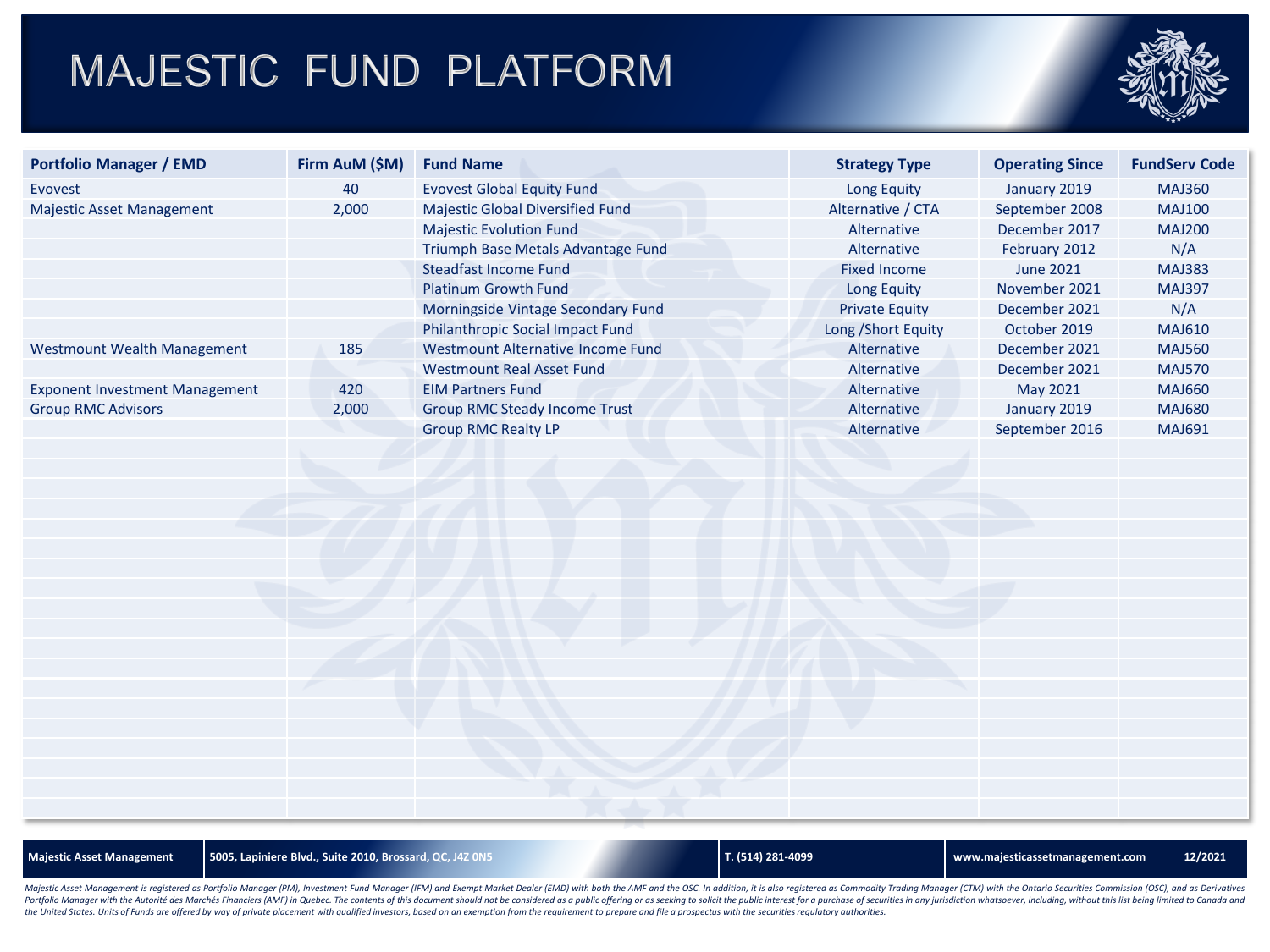# MAJESTIC FUND PLATFORM

| Portfolio Manager / EMD | Firm AuM ($M) | Fund Name | Strategy Type | Operating Since | FundServ Code |
|---|---|---|---|---|---|
| Evovest | 40 | Evovest Global Equity Fund | Long Equity | January 2019 | MAJ360 |
| Majestic Asset Management | 2,000 | Majestic Global Diversified Fund | Alternative / CTA | September 2008 | MAJ100 |
| | | Majestic Evolution Fund | Alternative | December 2017 | MAJ200 |
| | | Triumph Base Metals Advantage Fund | Alternative | February 2012 | N/A |
| | | Steadfast Income Fund | Fixed Income | June 2021 | MAJ383 |
| | | Platinum Growth Fund | Long Equity | November 2021 | MAJ397 |
| | | Morningside Vintage Secondary Fund | Private Equity | December 2021 | N/A |
| | | Philanthropic Social Impact Fund | Long /Short Equity | October 2019 | MAJ610 |
| Westmount Wealth Management | 185 | Westmount Alternative Income Fund | Alternative | December 2021 | MAJ560 |
| | | Westmount Real Asset Fund | Alternative | December 2021 | MAJ570 |
| Exponent Investment Management | 420 | EIM Partners Fund | Alternative | May 2021 | MAJ660 |
| Group RMC Advisors | 2,000 | Group RMC Steady Income Trust | Alternative | January 2019 | MAJ680 |
| | | Group RMC Realty LP | Alternative | September 2016 | MAJ691 |

**Majestic Asset Management** | **5005, Lapiniere Blvd., Suite 2010, Brossard, QC, J4Z 0N5** | **T. (514) 281-4099** | **www.majesticassetmanagement.com** | **12/2021**

*Majestic Asset Management is registered as Portfolio Manager (PM), Investment Fund Manager (IFM) and Exempt Market Dealer (EMD) with both the AMF and the OSC. In addition, it is also registered as Commodity Trading Manager (CTM) with the Ontario Securities Commission (OSC), and as Derivatives Portfolio Manager with the Autorité des Marchés Financiers (AMF) in Quebec. The contents of this document should not be considered as a public offering or as seeking to solicit the public interest for a purchase of securities in any jurisdiction whatsoever, including, without this list being limited to Canada and the United States. Units of Funds are offered by way of private placement with qualified investors, based on an exemption from the requirement to prepare and file a prospectus with the securities regulatory authorities.*